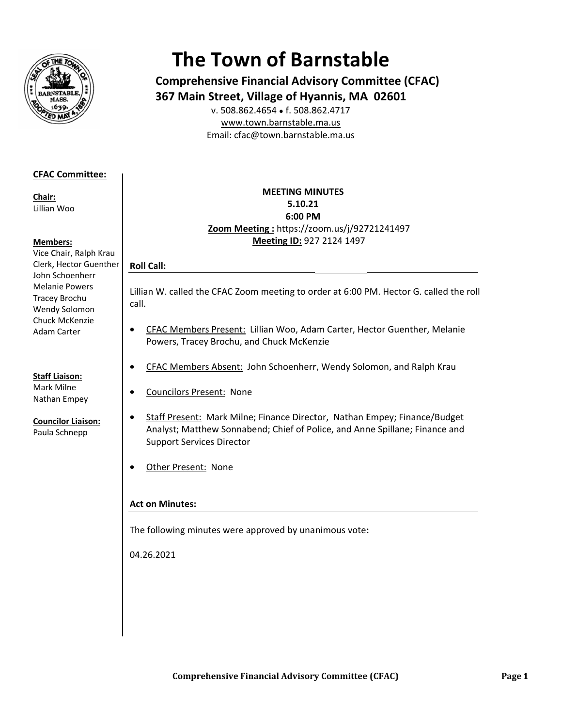# The Town of Barnstable

**Comprehensive Financial Advisory Committee (CFAC)**
**367 Main Street, Village of Hyannis, MA 02601**
v. 508.862.4654 • f. 508.862.4717
www.town.barnstable.ma.us
Email: cfac@town.barnstable.ma.us

**CFAC Committee:**

**Chair:**
Lillian Woo

**Members:**
Vice Chair, Ralph Krau
Clerk, Hector Guenther
John Schoenherr
Melanie Powers
Tracey Brochu
Wendy Solomon
Chuck McKenzie
Adam Carter

**Staff Liaison:**
Mark Milne
Nathan Empey

**Councilor Liaison:**
Paula Schnepp

**MEETING MINUTES**
**5.10.21**
**6:00 PM**
**Zoom Meeting :** https://zoom.us/j/92721241497
**Meeting ID:** 927 2124 1497

## Roll Call:

Lillian W. called the CFAC Zoom meeting to order at 6:00 PM. Hector G. called the roll call.

- CFAC Members Present: Lillian Woo, Adam Carter, Hector Guenther, Melanie Powers, Tracey Brochu, and Chuck McKenzie
- CFAC Members Absent: John Schoenherr, Wendy Solomon, and Ralph Krau
- Councilors Present: None
- Staff Present: Mark Milne; Finance Director, Nathan Empey; Finance/Budget Analyst; Matthew Sonnabend; Chief of Police, and Anne Spillane; Finance and Support Services Director
- Other Present: None

## Act on Minutes:

The following minutes were approved by unanimous vote:

04.26.2021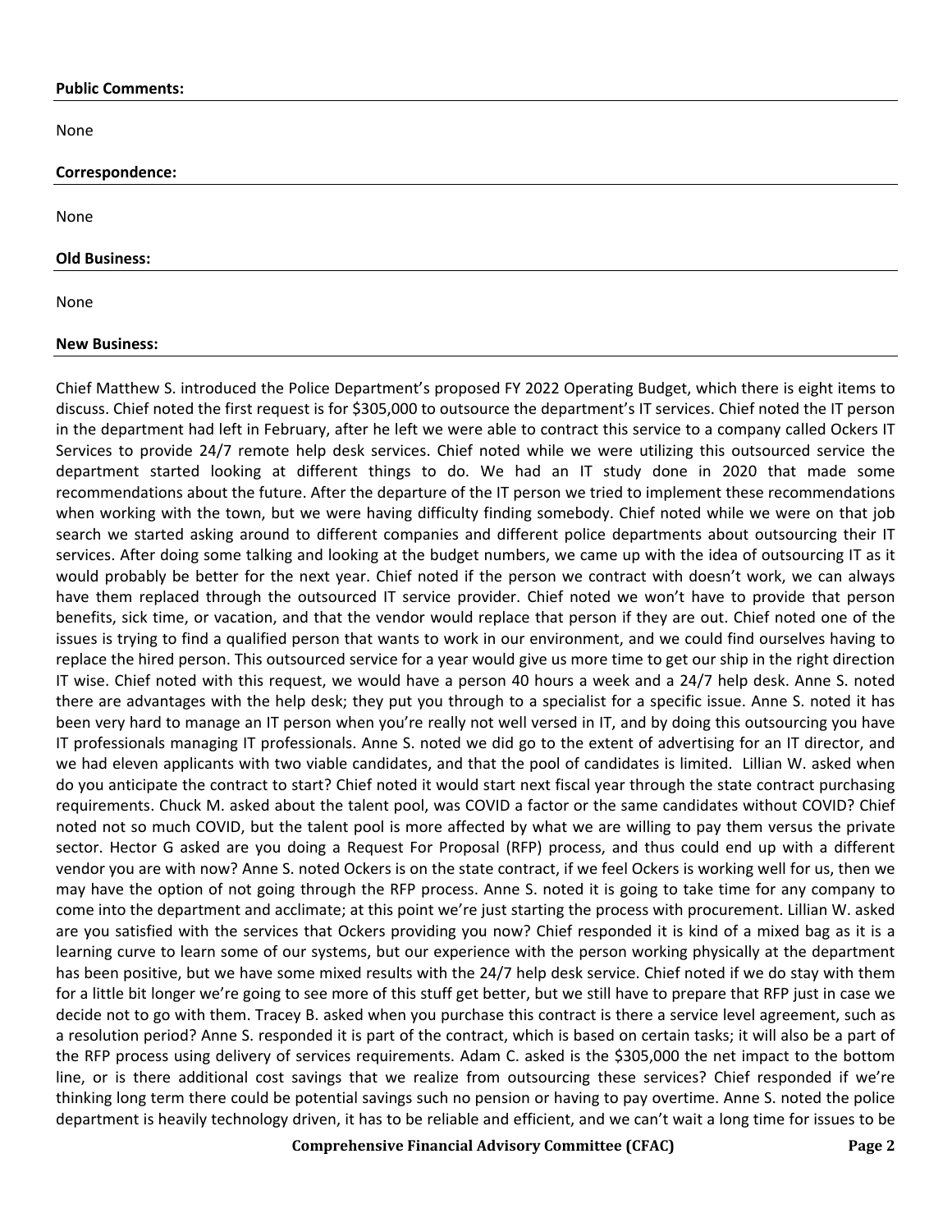**Public Comments:**

None

**Correspondence:**

None

**Old Business:**

None

**New Business:**

Chief Matthew S. introduced the Police Department's proposed FY 2022 Operating Budget, which there is eight items to discuss. Chief noted the first request is for $305,000 to outsource the department's IT services. Chief noted the IT person in the department had left in February, after he left we were able to contract this service to a company called Ockers IT Services to provide 24/7 remote help desk services. Chief noted while we were utilizing this outsourced service the department started looking at different things to do. We had an IT study done in 2020 that made some recommendations about the future. After the departure of the IT person we tried to implement these recommendations when working with the town, but we were having difficulty finding somebody. Chief noted while we were on that job search we started asking around to different companies and different police departments about outsourcing their IT services. After doing some talking and looking at the budget numbers, we came up with the idea of outsourcing IT as it would probably be better for the next year. Chief noted if the person we contract with doesn't work, we can always have them replaced through the outsourced IT service provider. Chief noted we won't have to provide that person benefits, sick time, or vacation, and that the vendor would replace that person if they are out. Chief noted one of the issues is trying to find a qualified person that wants to work in our environment, and we could find ourselves having to replace the hired person. This outsourced service for a year would give us more time to get our ship in the right direction IT wise. Chief noted with this request, we would have a person 40 hours a week and a 24/7 help desk. Anne S. noted there are advantages with the help desk; they put you through to a specialist for a specific issue. Anne S. noted it has been very hard to manage an IT person when you're really not well versed in IT, and by doing this outsourcing you have IT professionals managing IT professionals. Anne S. noted we did go to the extent of advertising for an IT director, and we had eleven applicants with two viable candidates, and that the pool of candidates is limited. Lillian W. asked when do you anticipate the contract to start? Chief noted it would start next fiscal year through the state contract purchasing requirements. Chuck M. asked about the talent pool, was COVID a factor or the same candidates without COVID? Chief noted not so much COVID, but the talent pool is more affected by what we are willing to pay them versus the private sector. Hector G asked are you doing a Request For Proposal (RFP) process, and thus could end up with a different vendor you are with now? Anne S. noted Ockers is on the state contract, if we feel Ockers is working well for us, then we may have the option of not going through the RFP process. Anne S. noted it is going to take time for any company to come into the department and acclimate; at this point we're just starting the process with procurement. Lillian W. asked are you satisfied with the services that Ockers providing you now? Chief responded it is kind of a mixed bag as it is a learning curve to learn some of our systems, but our experience with the person working physically at the department has been positive, but we have some mixed results with the 24/7 help desk service. Chief noted if we do stay with them for a little bit longer we're going to see more of this stuff get better, but we still have to prepare that RFP just in case we decide not to go with them. Tracey B. asked when you purchase this contract is there a service level agreement, such as a resolution period? Anne S. responded it is part of the contract, which is based on certain tasks; it will also be a part of the RFP process using delivery of services requirements. Adam C. asked is the $305,000 the net impact to the bottom line, or is there additional cost savings that we realize from outsourcing these services? Chief responded if we're thinking long term there could be potential savings such no pension or having to pay overtime. Anne S. noted the police department is heavily technology driven, it has to be reliable and efficient, and we can't wait a long time for issues to be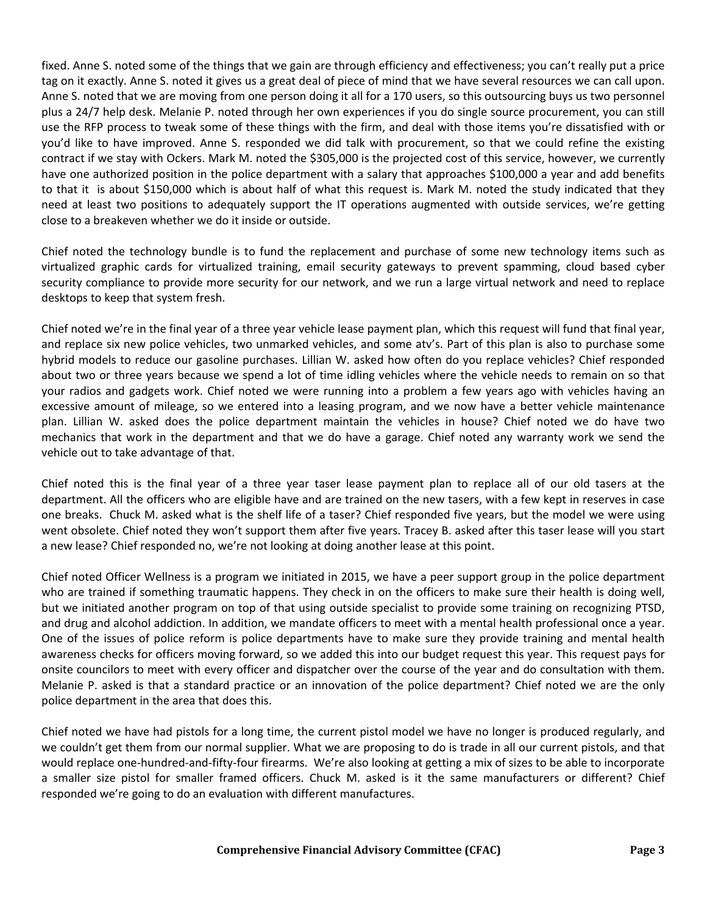fixed. Anne S. noted some of the things that we gain are through efficiency and effectiveness; you can't really put a price tag on it exactly. Anne S. noted it gives us a great deal of piece of mind that we have several resources we can call upon. Anne S. noted that we are moving from one person doing it all for a 170 users, so this outsourcing buys us two personnel plus a 24/7 help desk. Melanie P. noted through her own experiences if you do single source procurement, you can still use the RFP process to tweak some of these things with the firm, and deal with those items you're dissatisfied with or you'd like to have improved. Anne S. responded we did talk with procurement, so that we could refine the existing contract if we stay with Ockers. Mark M. noted the $305,000 is the projected cost of this service, however, we currently have one authorized position in the police department with a salary that approaches $100,000 a year and add benefits to that it is about $150,000 which is about half of what this request is. Mark M. noted the study indicated that they need at least two positions to adequately support the IT operations augmented with outside services, we're getting close to a breakeven whether we do it inside or outside.

Chief noted the technology bundle is to fund the replacement and purchase of some new technology items such as virtualized graphic cards for virtualized training, email security gateways to prevent spamming, cloud based cyber security compliance to provide more security for our network, and we run a large virtual network and need to replace desktops to keep that system fresh.

Chief noted we're in the final year of a three year vehicle lease payment plan, which this request will fund that final year, and replace six new police vehicles, two unmarked vehicles, and some atv's. Part of this plan is also to purchase some hybrid models to reduce our gasoline purchases. Lillian W. asked how often do you replace vehicles? Chief responded about two or three years because we spend a lot of time idling vehicles where the vehicle needs to remain on so that your radios and gadgets work. Chief noted we were running into a problem a few years ago with vehicles having an excessive amount of mileage, so we entered into a leasing program, and we now have a better vehicle maintenance plan. Lillian W. asked does the police department maintain the vehicles in house? Chief noted we do have two mechanics that work in the department and that we do have a garage. Chief noted any warranty work we send the vehicle out to take advantage of that.

Chief noted this is the final year of a three year taser lease payment plan to replace all of our old tasers at the department. All the officers who are eligible have and are trained on the new tasers, with a few kept in reserves in case one breaks. Chuck M. asked what is the shelf life of a taser? Chief responded five years, but the model we were using went obsolete. Chief noted they won't support them after five years. Tracey B. asked after this taser lease will you start a new lease? Chief responded no, we're not looking at doing another lease at this point.

Chief noted Officer Wellness is a program we initiated in 2015, we have a peer support group in the police department who are trained if something traumatic happens. They check in on the officers to make sure their health is doing well, but we initiated another program on top of that using outside specialist to provide some training on recognizing PTSD, and drug and alcohol addiction. In addition, we mandate officers to meet with a mental health professional once a year. One of the issues of police reform is police departments have to make sure they provide training and mental health awareness checks for officers moving forward, so we added this into our budget request this year. This request pays for onsite councilors to meet with every officer and dispatcher over the course of the year and do consultation with them. Melanie P. asked is that a standard practice or an innovation of the police department? Chief noted we are the only police department in the area that does this.

Chief noted we have had pistols for a long time, the current pistol model we have no longer is produced regularly, and we couldn't get them from our normal supplier. What we are proposing to do is trade in all our current pistols, and that would replace one-hundred-and-fifty-four firearms. We're also looking at getting a mix of sizes to be able to incorporate a smaller size pistol for smaller framed officers. Chuck M. asked is it the same manufacturers or different? Chief responded we're going to do an evaluation with different manufactures.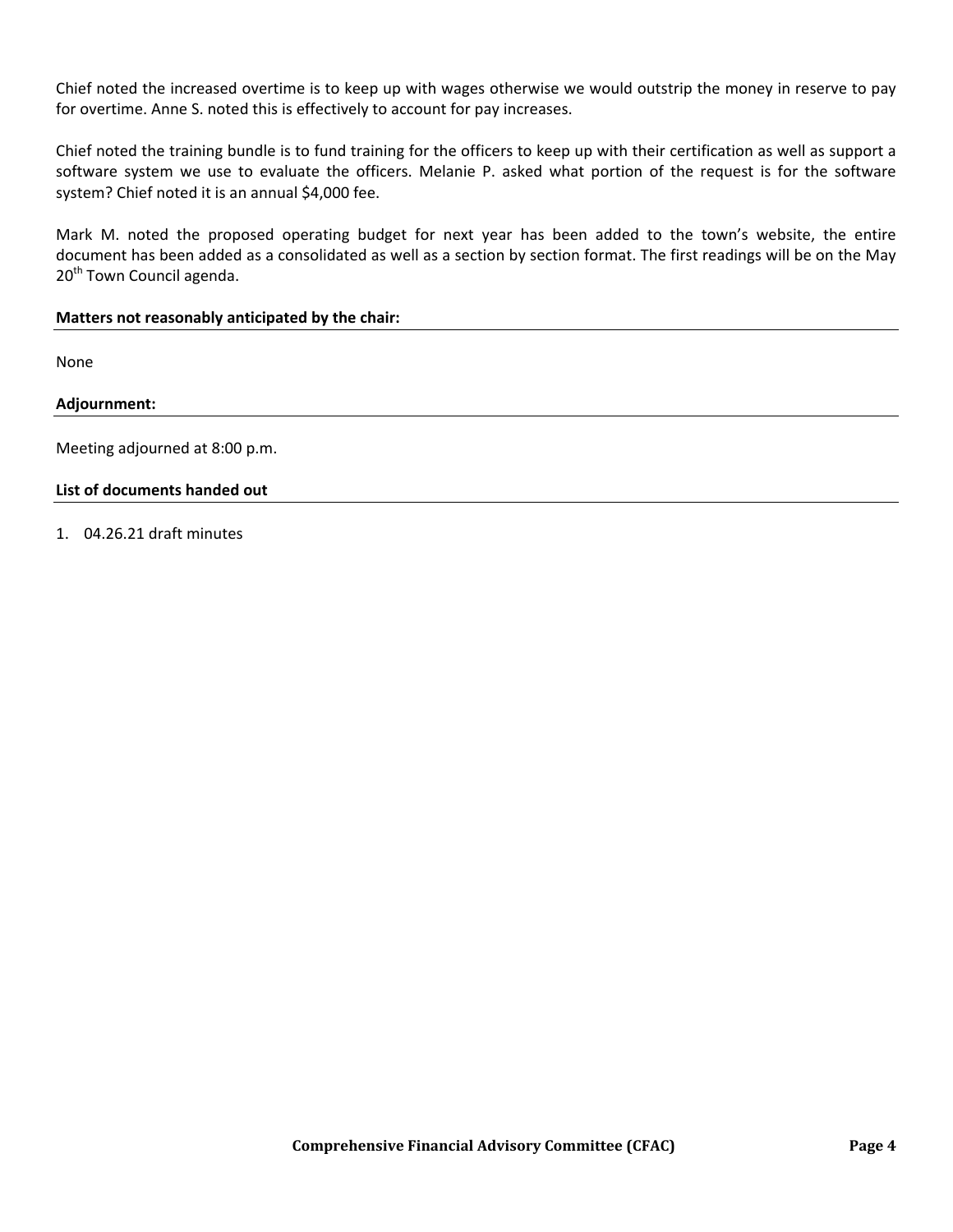Chief noted the increased overtime is to keep up with wages otherwise we would outstrip the money in reserve to pay for overtime. Anne S. noted this is effectively to account for pay increases.

Chief noted the training bundle is to fund training for the officers to keep up with their certification as well as support a software system we use to evaluate the officers. Melanie P. asked what portion of the request is for the software system? Chief noted it is an annual $4,000 fee.

Mark M. noted the proposed operating budget for next year has been added to the town's website, the entire document has been added as a consolidated as well as a section by section format. The first readings will be on the May 20th Town Council agenda.

**Matters not reasonably anticipated by the chair:**

None

**Adjournment:**

Meeting adjourned at 8:00 p.m.

**List of documents handed out**

1. 04.26.21 draft minutes